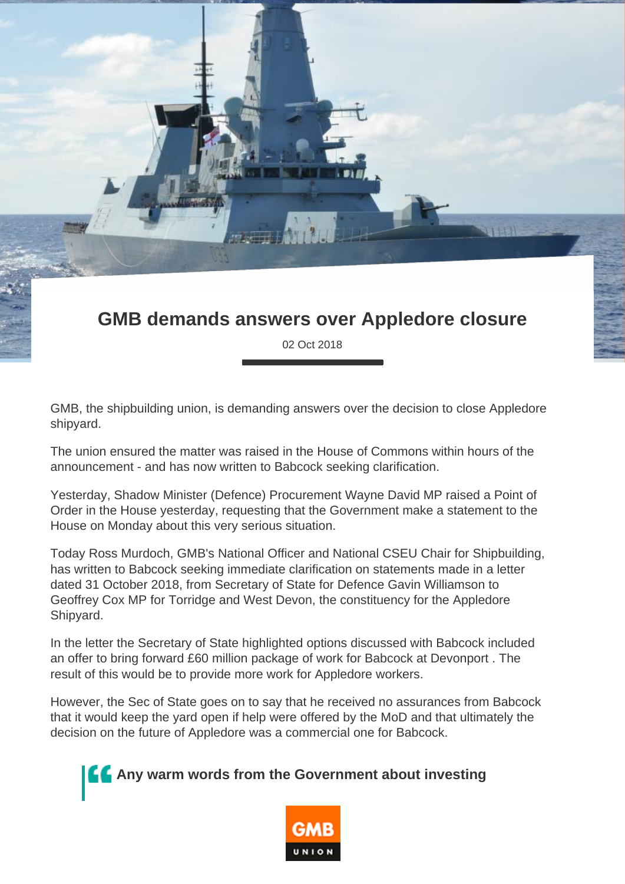# GMB demands answers over Appledore closure

02 Oct 2018

GMB, the shipbuilding union, is demanding answers over the decision to close Appledore shipyard.

The union ensured the matter was raised in the House of Commons within hours of the announcement - and has now written to Babcock seeking clarification.

Yesterday, Shadow Minister (Defence) Procurement Wayne David MP raised a Point of Order in the House yesterday, requesting that the Government make a statement to the House on Monday about this very serious situation.

Today Ross Murdoch, GMB's National Officer and National CSEU Chair for Shipbuilding, has written to Babcock seeking immediate clarification on statements made in a letter dated 31 October 2018, from Secretary of State for Defence Gavin Williamson to Geoffrey Cox MP for Torridge and West Devon, the constituency for the Appledore Shipyard.

In the letter the Secretary of State highlighted options discussed with Babcock included an offer to bring forward £60 million package of work for Babcock at Devonport . The result of this would be to provide more work for Appledore workers.

However, the Sec of State goes on to say that he received no assurances from Babcock that it would keep the yard open if help were offered by the MoD and that ultimately the decision on the future of Appledore was a commercial one for Babcock.

> **Any warm words from the Government about investing**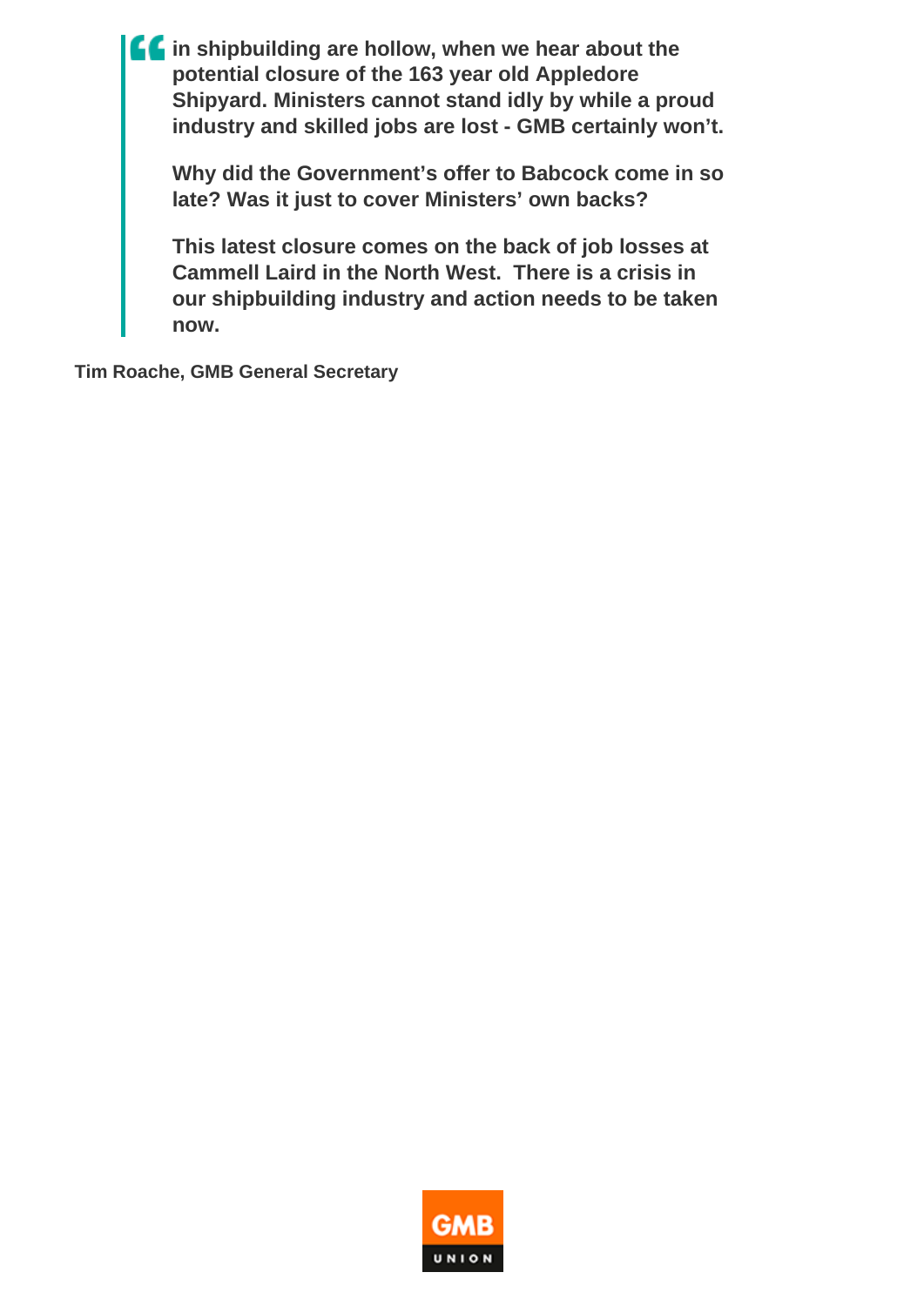> in shipbuilding are hollow, when we hear about the potential closure of the 163 year old Appledore Shipyard. Ministers cannot stand idly by while a proud industry and skilled jobs are lost - GMB certainly won't.
>
> Why did the Government's offer to Babcock come in so late? Was it just to cover Ministers' own backs?
>
> This latest closure comes on the back of job losses at Cammell Laird in the North West. There is a crisis in our shipbuilding industry and action needs to be taken now.

**Tim Roache, GMB General Secretary**